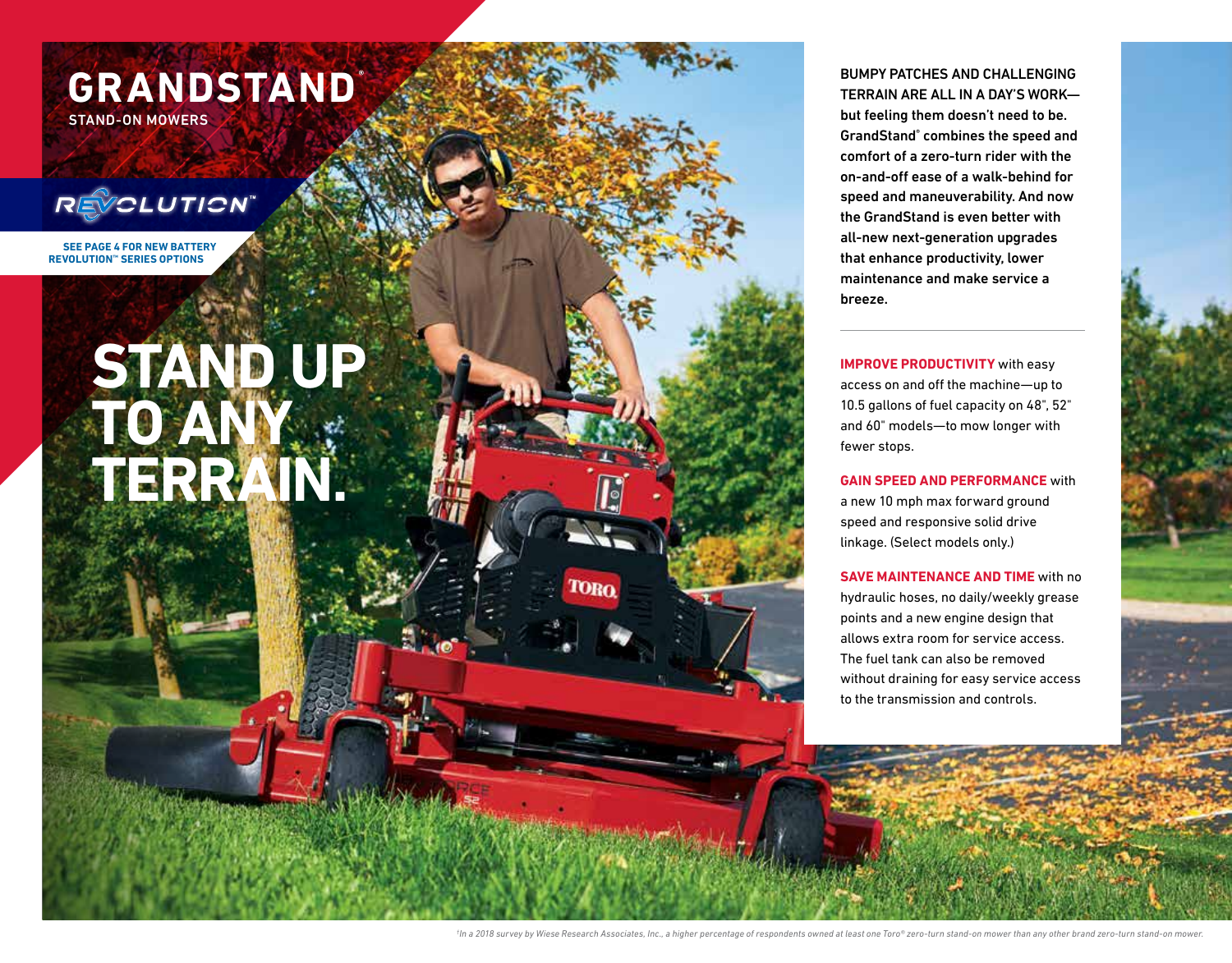# GRANDSTAND®

STAND-ON MOWERS

REVOLUTION™

SEE PAGE 4 FOR NEW BATTERY REVOLUTION™ SERIES OPTIONS

## STAND UP TO ANY TERRAIN.

**BUMPY PATCHES AND CHALLENGING TERRAIN ARE ALL IN A DAY'S WORK— but feeling them doesn't need to be. GrandStand® combines the speed and comfort of a zero-turn rider with the on-and-off ease of a walk-behind for speed and maneuverability. And now the GrandStand is even better with all-new next-generation upgrades that enhance productivity, lower maintenance and make service a breeze.**

---

**IMPROVE PRODUCTIVITY** with easy access on and off the machine—up to 10.5 gallons of fuel capacity on 48", 52" and 60" models—to mow longer with fewer stops.

**GAIN SPEED AND PERFORMANCE** with a new 10 mph max forward ground speed and responsive solid drive linkage. (Select models only.)

**SAVE MAINTENANCE AND TIME** with no hydraulic hoses, no daily/weekly grease points and a new engine design that allows extra room for service access. The fuel tank can also be removed without draining for easy service access to the transmission and controls.

*[1]In a 2018 survey by Wiese Research Associates, Inc., a higher percentage of respondents owned at least one Toro® zero-turn stand-on mower than any other brand zero-turn stand-on mower.*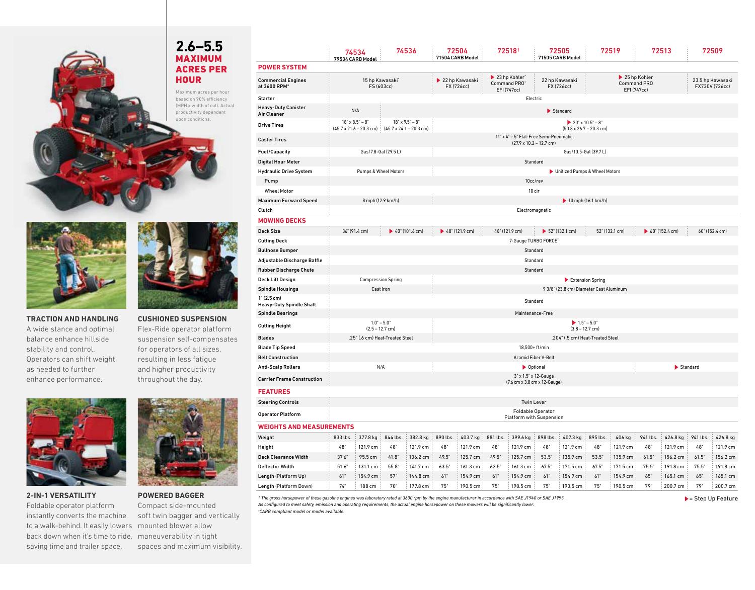## 2.6–5.5 MAXIMUM ACRES PER HOUR

Maximum acres per hour based on 90% efficiency (MPH x width of cut). Actual productivity dependent upon conditions.

**TRACTION AND HANDLING**
A wide stance and optimal balance enhance hillside stability and control. Operators can shift weight as needed to further enhance performance.

**CUSHIONED SUSPENSION**
Flex-Ride operator platform suspension self-compensates for operators of all sizes, resulting in less fatigue and higher productivity throughout the day.

**2-IN-1 VERSATILITY**
Foldable operator platform instantly converts the machine to a walk-behind. It easily lowers back down when it's time to ride, saving time and trailer space.

**POWERED BAGGER**
Compact side-mounted soft twin bagger and vertically mounted blower allow maneuverability in tight spaces and maximum visibility.

| | 74534 (79534 CARB Model) | 74536 | 72504 (71504 CARB Model) | 72518† | 72505 (71505 CARB Model) | 72519 | 72513 | 72509 |
|---|---|---|---|---|---|---|---|---|
| **POWER SYSTEM** | | | | | | | | |
| Commercial Engines at 3600 RPM* | 15 hp Kawasaki* FS (603cc) | | ▶ 22 hp Kawasaki FX (726cc) | ▶ 23 hp Kohler* Command PRO* EFI (747cc) | 22 hp Kawasaki FX (726cc) | ▶ 25 hp Kohler Command PRO EFI (747cc) | | 23.5 hp Kawasaki FX730V (726cc) |
| Starter | Electric | | | | | | | |
| Heavy-Duty Canister Air Cleaner | N/A | | ▶ Standard | | | | | |
| Drive Tires | 18" x 8.5" – 8" (45.7 x 21.6 – 20.3 cm) | 18" x 9.5" – 8" (45.7 x 24.1 – 20.3 cm) | ▶ 20" x 10.5" – 8" (50.8 x 26.7 – 20.3 cm) | | | | | |
| Caster Tires | 11" x 4" – 5" Flat-Free Semi-Pneumatic (27.9 x 10.2 – 12.7 cm) | | | | | | | |
| Fuel/Capacity | Gas/7.8-Gal (29.5 L) | | Gas/10.5-Gal (39.7 L) | | | | | |
| Digital Hour Meter | Standard | | | | | | | |
| Hydraulic Drive System | Pumps & Wheel Motors | | ▶ Unitized Pumps & Wheel Motors | | | | | |
| Pump | 10cc/rev | | | | | | | |
| Wheel Motor | 10 cir | | | | | | | |
| Maximum Forward Speed | 8 mph (12.9 km/h) | | ▶ 10 mph (16.1 km/h) | | | | | |
| Clutch | Electromagnetic | | | | | | | |
| **MOWING DECKS** | | | | | | | | |
| Deck Size | 36" (91.4 cm) | ▶ 40" (101.6 cm) | ▶ 48" (121.9 cm) | 48" (121.9 cm) | ▶ 52" (132.1 cm) | 52" (132.1 cm) | ▶ 60" (152.4 cm) | 60" (152.4 cm) |
| Cutting Deck | 7-Gauge TURBO FORCE* | | | | | | | |
| Bullnose Bumper | Standard | | | | | | | |
| Adjustable Discharge Baffle | Standard | | | | | | | |
| Rubber Discharge Chute | Standard | | | | | | | |
| Deck Lift Design | Compression Spring | | ▶ Extension Spring | | | | | |
| Spindle Housings | Cast Iron | | 9 3/8" (23.8 cm) Diameter Cast Aluminum | | | | | |
| 1" (2.5 cm) Heavy-Duty Spindle Shaft | Standard | | | | | | | |
| Spindle Bearings | Maintenance-Free | | | | | | | |
| Cutting Height | 1.0" – 5.0" (2.5 – 12.7 cm) | | ▶ 1.5" – 5.0" (3.8 – 12.7 cm) | | | | | |
| Blades | .25" (.6 cm) Heat-Treated Steel | | .204" (.5 cm) Heat-Treated Steel | | | | | |
| Blade Tip Speed | 18,500+ ft/min | | | | | | | |
| Belt Construction | Aramid Fiber V-Belt | | | | | | | |
| Anti-Scalp Rollers | N/A | | ▶ Optional | | | | ▶ Standard | |
| Carrier Frame Construction | 3" x 1.5" x 12-Gauge (7.6 cm x 3.8 cm x 12-Gauge) | | | | | | | |
| **FEATURES** | | | | | | | | |
| Steering Controls | Twin Lever | | | | | | | |
| Operator Platform | Foldable Operator Platform with Suspension | | | | | | | |
| **WEIGHTS AND MEASUREMENTS** | | | | | | | | |
| Weight | 833 lbs. / 377.8 kg | 844 lbs. / 382.8 kg | 890 lbs. / 403.7 kg | 881 lbs. / 399.6 kg | 898 lbs. / 407.3 kg | 895 lbs. / 406 kg | 941 lbs. / 426.8 kg | 941 lbs. / 426.8 kg |
| Height | 48" / 121.9 cm | 48" / 121.9 cm | 48" / 121.9 cm | 48" / 121.9 cm | 48" / 121.9 cm | 48" / 121.9 cm | 48" / 121.9 cm | 48" / 121.9 cm |
| Deck Clearance Width | 37.6" / 95.5 cm | 41.8" / 106.2 cm | 49.5" / 125.7 cm | 49.5" / 125.7 cm | 53.5" / 135.9 cm | 53.5" / 135.9 cm | 61.5" / 156.2 cm | 61.5" / 156.2 cm |
| Deflector Width | 51.6" / 131.1 cm | 55.8" / 141.7 cm | 63.5" / 161.3 cm | 63.5" / 161.3 cm | 67.5" / 171.5 cm | 67.5" / 171.5 cm | 75.5" / 191.8 cm | 75.5" / 191.8 cm |
| Length (Platform Up) | 61" / 154.9 cm | 57" / 144.8 cm | 61" / 154.9 cm | 61" / 154.9 cm | 61" / 154.9 cm | 61" / 154.9 cm | 65" / 165.1 cm | 65" / 165.1 cm |
| Length (Platform Down) | 74" / 188 cm | 70" / 177.8 cm | 75" / 190.5 cm | 75" / 190.5 cm | 75" / 190.5 cm | 75" / 190.5 cm | 79" / 200.7 cm | 79" / 200.7 cm |

*\* The gross horsepower of these gasoline engines was laboratory rated at 3600 rpm by the engine manufacturer in accordance with SAE J1940 or SAE J1995. As configured to meet safety, emission and operating requirements, the actual engine horsepower on these mowers will be significantly lower.*
*†CARB compliant model or model available.*

▶ = Step Up Feature